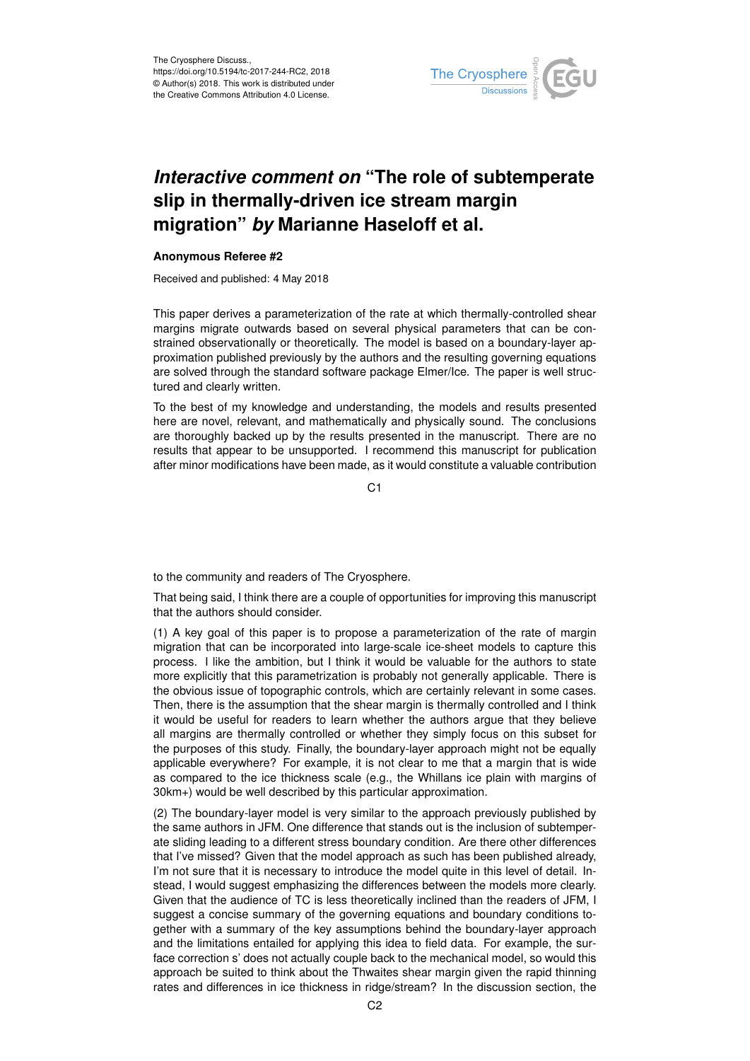The Cryosphere Discuss.,
https://doi.org/10.5194/tc-2017-244-RC2, 2018
© Author(s) 2018. This work is distributed under
the Creative Commons Attribution 4.0 License.

# *Interactive comment on* "The role of subtemperate slip in thermally-driven ice stream margin migration" *by* Marianne Haseloff et al.

**Anonymous Referee #2**

Received and published: 4 May 2018

This paper derives a parameterization of the rate at which thermally-controlled shear margins migrate outwards based on several physical parameters that can be constrained observationally or theoretically. The model is based on a boundary-layer approximation published previously by the authors and the resulting governing equations are solved through the standard software package Elmer/Ice. The paper is well structured and clearly written.

To the best of my knowledge and understanding, the models and results presented here are novel, relevant, and mathematically and physically sound. The conclusions are thoroughly backed up by the results presented in the manuscript. There are no results that appear to be unsupported. I recommend this manuscript for publication after minor modifications have been made, as it would constitute a valuable contribution to the community and readers of The Cryosphere.

That being said, I think there are a couple of opportunities for improving this manuscript that the authors should consider.

(1) A key goal of this paper is to propose a parameterization of the rate of margin migration that can be incorporated into large-scale ice-sheet models to capture this process. I like the ambition, but I think it would be valuable for the authors to state more explicitly that this parametrization is probably not generally applicable. There is the obvious issue of topographic controls, which are certainly relevant in some cases. Then, there is the assumption that the shear margin is thermally controlled and I think it would be useful for readers to learn whether the authors argue that they believe all margins are thermally controlled or whether they simply focus on this subset for the purposes of this study. Finally, the boundary-layer approach might not be equally applicable everywhere? For example, it is not clear to me that a margin that is wide as compared to the ice thickness scale (e.g., the Whillans ice plain with margins of 30km+) would be well described by this particular approximation.

(2) The boundary-layer model is very similar to the approach previously published by the same authors in JFM. One difference that stands out is the inclusion of subtemperate sliding leading to a different stress boundary condition. Are there other differences that I've missed? Given that the model approach as such has been published already, I'm not sure that it is necessary to introduce the model quite in this level of detail. Instead, I would suggest emphasizing the differences between the models more clearly. Given that the audience of TC is less theoretically inclined than the readers of JFM, I suggest a concise summary of the governing equations and boundary conditions together with a summary of the key assumptions behind the boundary-layer approach and the limitations entailed for applying this idea to field data. For example, the surface correction s' does not actually couple back to the mechanical model, so would this approach be suited to think about the Thwaites shear margin given the rapid thinning rates and differences in ice thickness in ridge/stream? In the discussion section, the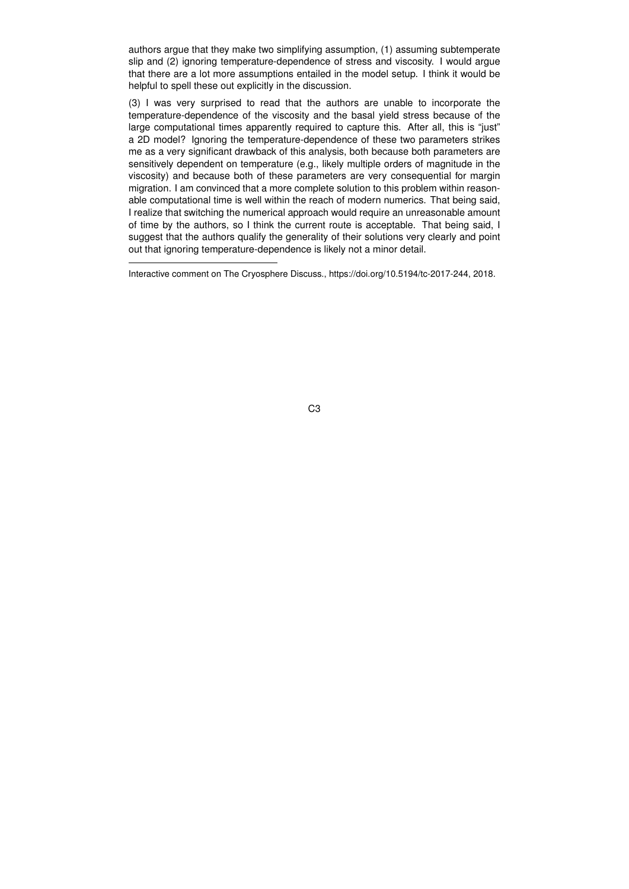authors argue that they make two simplifying assumption, (1) assuming subtemperate slip and (2) ignoring temperature-dependence of stress and viscosity. I would argue that there are a lot more assumptions entailed in the model setup. I think it would be helpful to spell these out explicitly in the discussion.

(3) I was very surprised to read that the authors are unable to incorporate the temperature-dependence of the viscosity and the basal yield stress because of the large computational times apparently required to capture this. After all, this is "just" a 2D model? Ignoring the temperature-dependence of these two parameters strikes me as a very significant drawback of this analysis, both because both parameters are sensitively dependent on temperature (e.g., likely multiple orders of magnitude in the viscosity) and because both of these parameters are very consequential for margin migration. I am convinced that a more complete solution to this problem within reasonable computational time is well within the reach of modern numerics. That being said, I realize that switching the numerical approach would require an unreasonable amount of time by the authors, so I think the current route is acceptable. That being said, I suggest that the authors qualify the generality of their solutions very clearly and point out that ignoring temperature-dependence is likely not a minor detail.

---

Interactive comment on The Cryosphere Discuss., https://doi.org/10.5194/tc-2017-244, 2018.